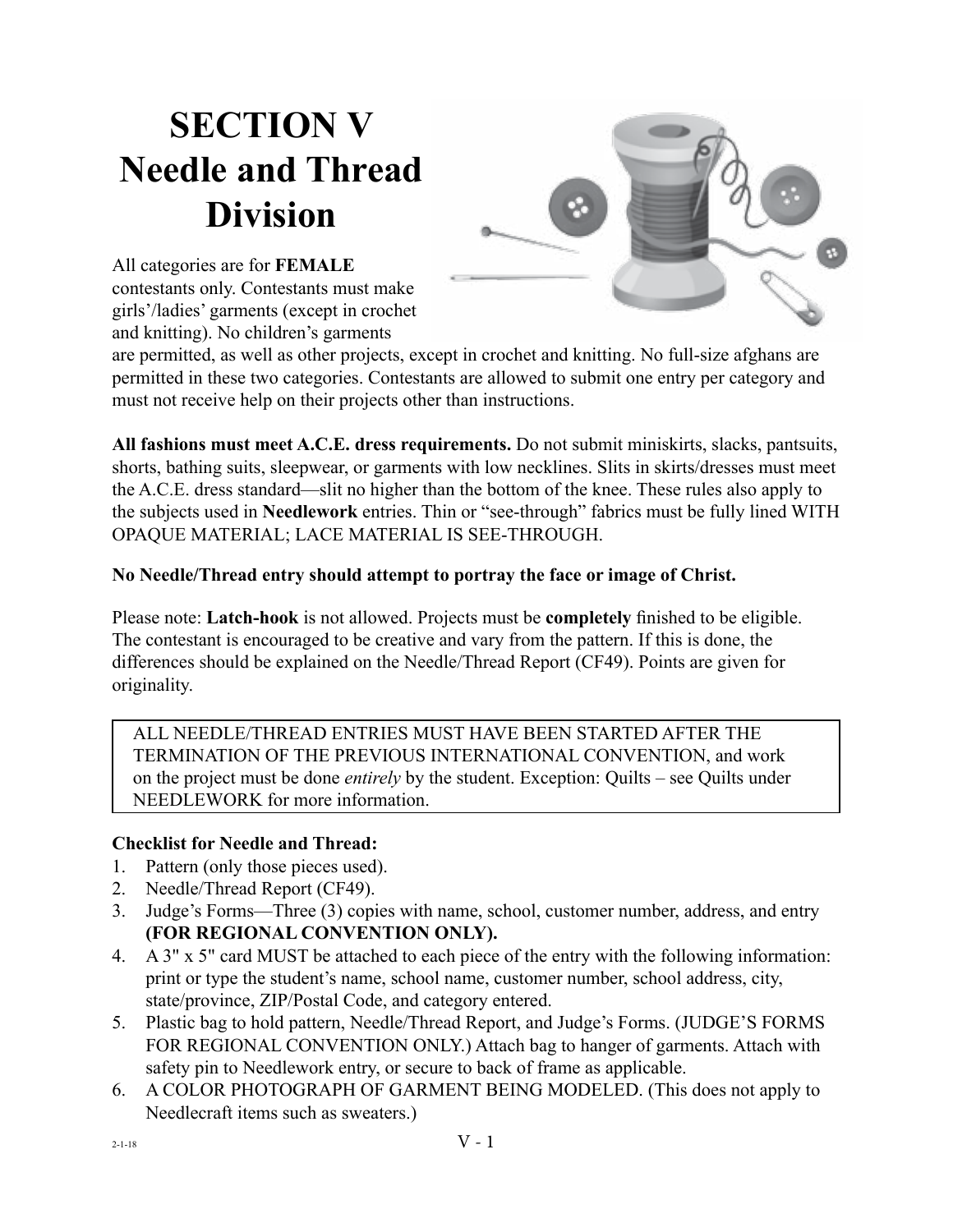# SECTION V
# Needle and Thread Division

All categories are for **FEMALE** contestants only. Contestants must make girls'/ladies' garments (except in crochet and knitting). No children's garments are permitted, as well as other projects, except in crochet and knitting. No full-size afghans are permitted in these two categories. Contestants are allowed to submit one entry per category and must not receive help on their projects other than instructions.

**All fashions must meet A.C.E. dress requirements.** Do not submit miniskirts, slacks, pantsuits, shorts, bathing suits, sleepwear, or garments with low necklines. Slits in skirts/dresses must meet the A.C.E. dress standard—slit no higher than the bottom of the knee. These rules also apply to the subjects used in **Needlework** entries. Thin or "see-through" fabrics must be fully lined WITH OPAQUE MATERIAL; LACE MATERIAL IS SEE-THROUGH.

**No Needle/Thread entry should attempt to portray the face or image of Christ.**

Please note: **Latch-hook** is not allowed. Projects must be **completely** finished to be eligible. The contestant is encouraged to be creative and vary from the pattern. If this is done, the differences should be explained on the Needle/Thread Report (CF49). Points are given for originality.

ALL NEEDLE/THREAD ENTRIES MUST HAVE BEEN STARTED AFTER THE TERMINATION OF THE PREVIOUS INTERNATIONAL CONVENTION, and work on the project must be done *entirely* by the student. Exception: Quilts – see Quilts under NEEDLEWORK for more information.

**Checklist for Needle and Thread:**

1. Pattern (only those pieces used).
2. Needle/Thread Report (CF49).
3. Judge's Forms—Three (3) copies with name, school, customer number, address, and entry **(FOR REGIONAL CONVENTION ONLY).**
4. A 3" x 5" card MUST be attached to each piece of the entry with the following information: print or type the student's name, school name, customer number, school address, city, state/province, ZIP/Postal Code, and category entered.
5. Plastic bag to hold pattern, Needle/Thread Report, and Judge's Forms. (JUDGE'S FORMS FOR REGIONAL CONVENTION ONLY.) Attach bag to hanger of garments. Attach with safety pin to Needlework entry, or secure to back of frame as applicable.
6. A COLOR PHOTOGRAPH OF GARMENT BEING MODELED. (This does not apply to Needlecraft items such as sweaters.)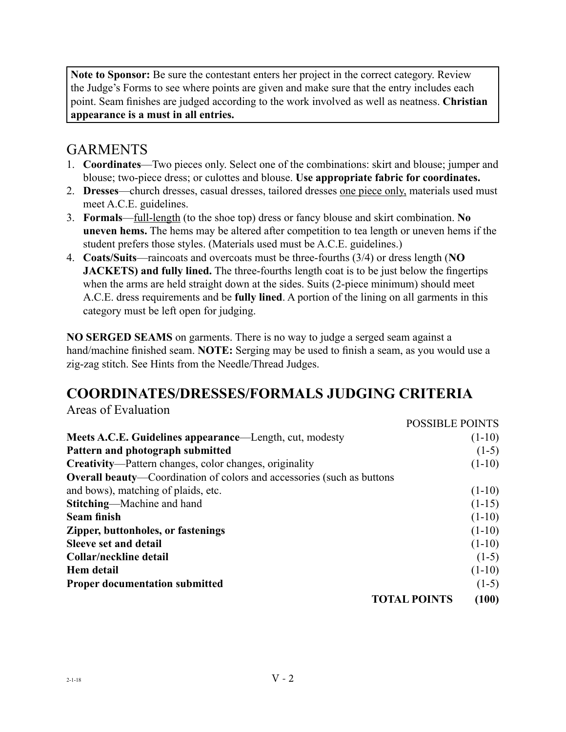**Note to Sponsor:** Be sure the contestant enters her project in the correct category. Review the Judge's Forms to see where points are given and make sure that the entry includes each point. Seam finishes are judged according to the work involved as well as neatness. **Christian appearance is a must in all entries.**

## GARMENTS

1. **Coordinates**—Two pieces only. Select one of the combinations: skirt and blouse; jumper and blouse; two-piece dress; or culottes and blouse. **Use appropriate fabric for coordinates.**
2. **Dresses**—church dresses, casual dresses, tailored dresses <u>one piece only,</u> materials used must meet A.C.E. guidelines.
3. **Formals**—<u>full-length</u> (to the shoe top) dress or fancy blouse and skirt combination. **No uneven hems.** The hems may be altered after competition to tea length or uneven hems if the student prefers those styles. (Materials used must be A.C.E. guidelines.)
4. **Coats/Suits**—raincoats and overcoats must be three-fourths (3/4) or dress length (**NO JACKETS) and fully lined.** The three-fourths length coat is to be just below the fingertips when the arms are held straight down at the sides. Suits (2-piece minimum) should meet A.C.E. dress requirements and be **fully lined**. A portion of the lining on all garments in this category must be left open for judging.

**NO SERGED SEAMS** on garments. There is no way to judge a serged seam against a hand/machine finished seam. **NOTE:** Serging may be used to finish a seam, as you would use a zig-zag stitch. See Hints from the Needle/Thread Judges.

## COORDINATES/DRESSES/FORMALS JUDGING CRITERIA

Areas of Evaluation

| | POSSIBLE POINTS |
|---|---|
| **Meets A.C.E. Guidelines appearance**—Length, cut, modesty | (1-10) |
| **Pattern and photograph submitted** | (1-5) |
| **Creativity**—Pattern changes, color changes, originality | (1-10) |
| **Overall beauty**—Coordination of colors and accessories (such as buttons and bows), matching of plaids, etc. | (1-10) |
| **Stitching**—Machine and hand | (1-15) |
| **Seam finish** | (1-10) |
| **Zipper, buttonholes, or fastenings** | (1-10) |
| **Sleeve set and detail** | (1-10) |
| **Collar/neckline detail** | (1-5) |
| **Hem detail** | (1-10) |
| **Proper documentation submitted** | (1-5) |
| **TOTAL POINTS** | **(100)** |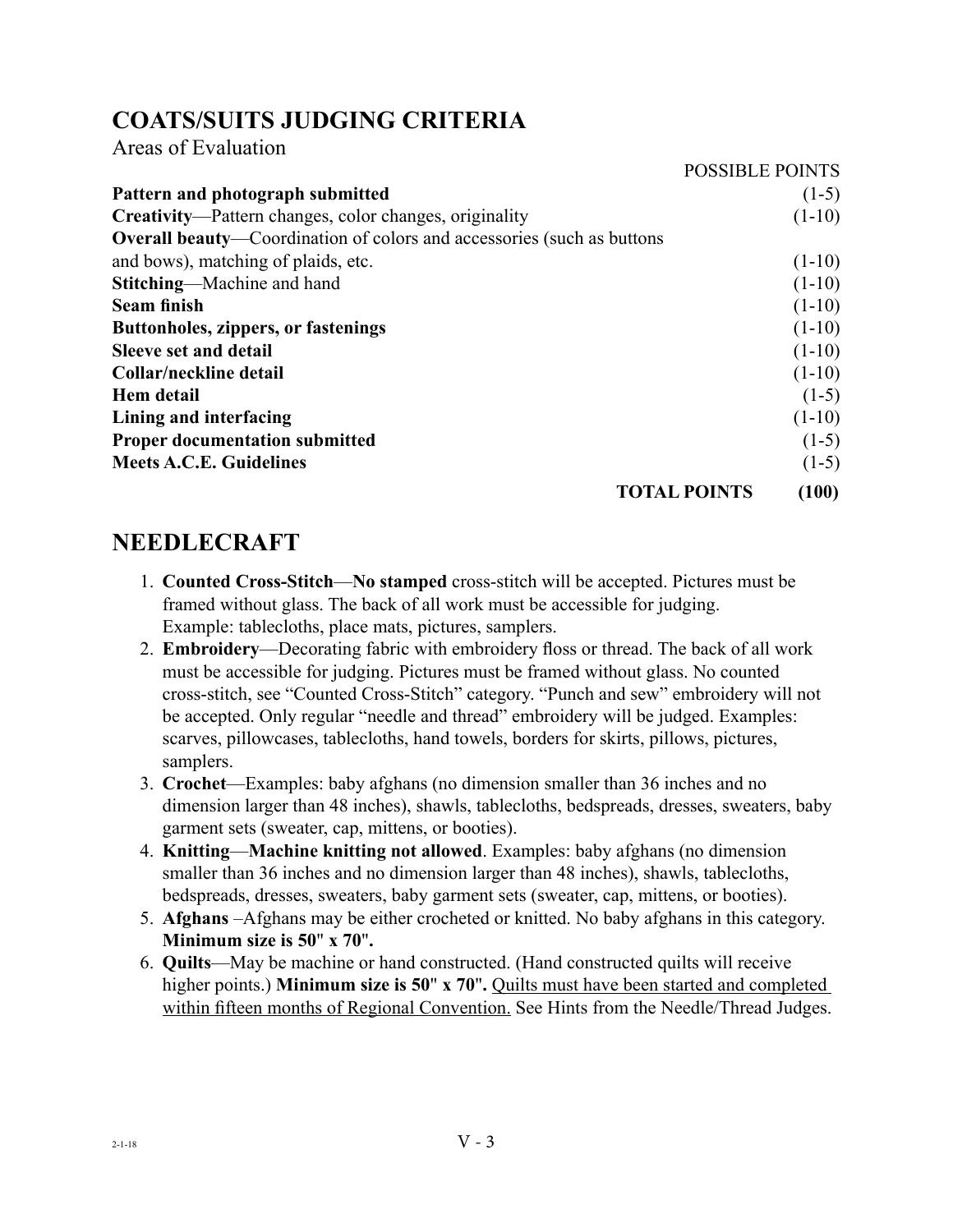## COATS/SUITS JUDGING CRITERIA

Areas of Evaluation

| | POSSIBLE POINTS |
|---|---|
| **Pattern and photograph submitted** | (1-5) |
| **Creativity**—Pattern changes, color changes, originality | (1-10) |
| **Overall beauty**—Coordination of colors and accessories (such as buttons and bows), matching of plaids, etc. | (1-10) |
| **Stitching**—Machine and hand | (1-10) |
| **Seam finish** | (1-10) |
| **Buttonholes, zippers, or fastenings** | (1-10) |
| **Sleeve set and detail** | (1-10) |
| **Collar/neckline detail** | (1-10) |
| **Hem detail** | (1-5) |
| **Lining and interfacing** | (1-10) |
| **Proper documentation submitted** | (1-5) |
| **Meets A.C.E. Guidelines** | (1-5) |
| **TOTAL POINTS** | **(100)** |

## NEEDLECRAFT

1. **Counted Cross-Stitch**—**No stamped** cross-stitch will be accepted. Pictures must be framed without glass. The back of all work must be accessible for judging. Example: tablecloths, place mats, pictures, samplers.
2. **Embroidery**—Decorating fabric with embroidery floss or thread. The back of all work must be accessible for judging. Pictures must be framed without glass. No counted cross-stitch, see “Counted Cross-Stitch” category. “Punch and sew” embroidery will not be accepted. Only regular “needle and thread” embroidery will be judged. Examples: scarves, pillowcases, tablecloths, hand towels, borders for skirts, pillows, pictures, samplers.
3. **Crochet**—Examples: baby afghans (no dimension smaller than 36 inches and no dimension larger than 48 inches), shawls, tablecloths, bedspreads, dresses, sweaters, baby garment sets (sweater, cap, mittens, or booties).
4. **Knitting**—**Machine knitting not allowed**. Examples: baby afghans (no dimension smaller than 36 inches and no dimension larger than 48 inches), shawls, tablecloths, bedspreads, dresses, sweaters, baby garment sets (sweater, cap, mittens, or booties).
5. **Afghans** –Afghans may be either crocheted or knitted. No baby afghans in this category. **Minimum size is 50" x 70".**
6. **Quilts**—May be machine or hand constructed. (Hand constructed quilts will receive higher points.) **Minimum size is 50" x 70".** <u>Quilts must have been started and completed within fifteen months of Regional Convention.</u> See Hints from the Needle/Thread Judges.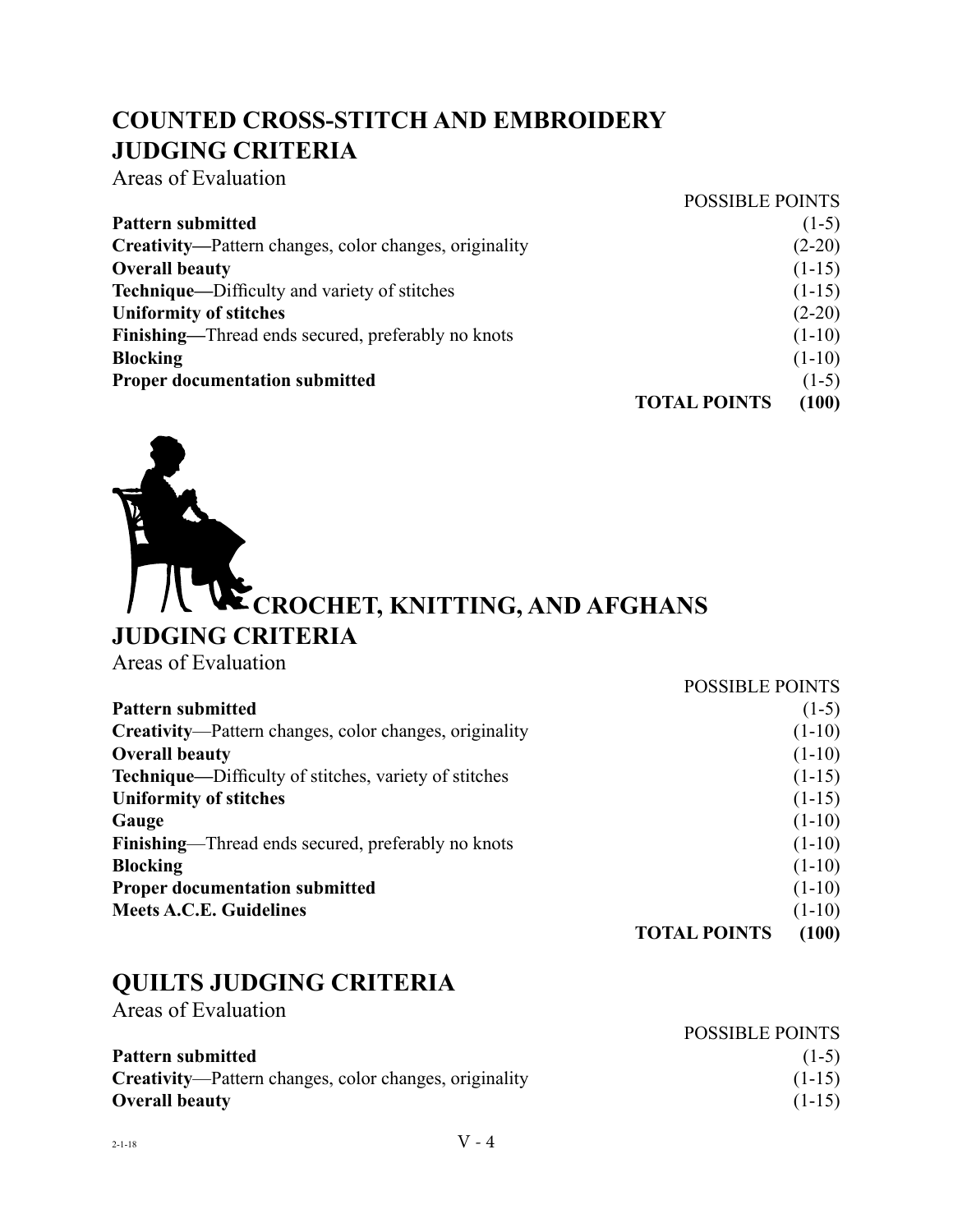## COUNTED CROSS-STITCH AND EMBROIDERY JUDGING CRITERIA

Areas of Evaluation

| | POSSIBLE POINTS |
|---|---|
| **Pattern submitted** | (1-5) |
| **Creativity—**Pattern changes, color changes, originality | (2-20) |
| **Overall beauty** | (1-15) |
| **Technique—**Difficulty and variety of stitches | (1-15) |
| **Uniformity of stitches** | (2-20) |
| **Finishing—**Thread ends secured, preferably no knots | (1-10) |
| **Blocking** | (1-10) |
| **Proper documentation submitted** | (1-5) |
| **TOTAL POINTS** | **(100)** |

## CROCHET, KNITTING, AND AFGHANS JUDGING CRITERIA

Areas of Evaluation

| | POSSIBLE POINTS |
|---|---|
| **Pattern submitted** | (1-5) |
| **Creativity**—Pattern changes, color changes, originality | (1-10) |
| **Overall beauty** | (1-10) |
| **Technique—**Difficulty of stitches, variety of stitches | (1-15) |
| **Uniformity of stitches** | (1-15) |
| **Gauge** | (1-10) |
| **Finishing**—Thread ends secured, preferably no knots | (1-10) |
| **Blocking** | (1-10) |
| **Proper documentation submitted** | (1-10) |
| **Meets A.C.E. Guidelines** | (1-10) |
| **TOTAL POINTS** | **(100)** |

## QUILTS JUDGING CRITERIA

Areas of Evaluation

| | POSSIBLE POINTS |
|---|---|
| **Pattern submitted** | (1-5) |
| **Creativity**—Pattern changes, color changes, originality | (1-15) |
| **Overall beauty** | (1-15) |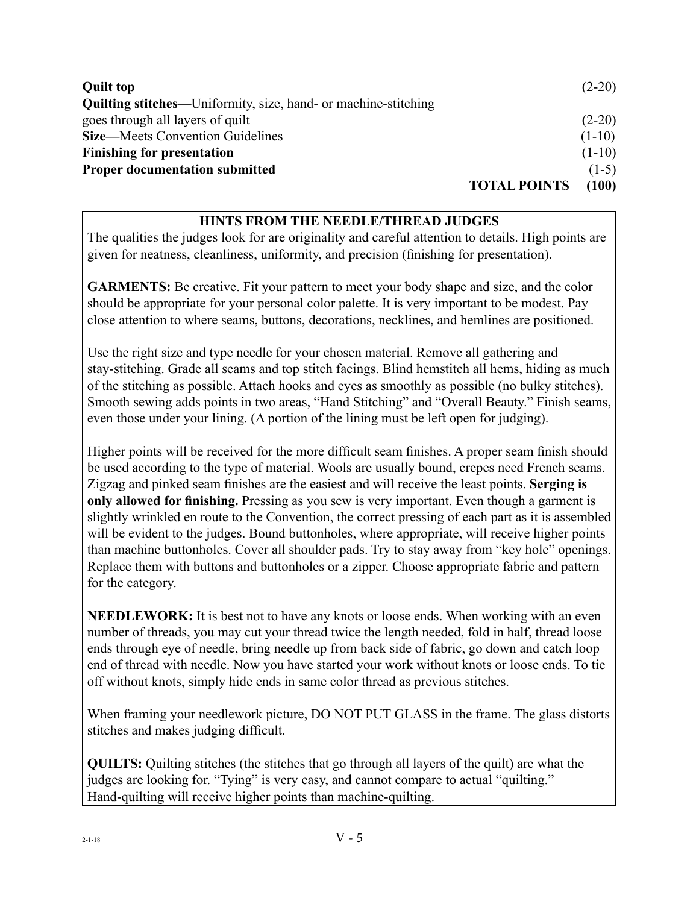| | |
|---|---|
| **Quilt top** | (2-20) |
| **Quilting stitches**—Uniformity, size, hand- or machine-stitching goes through all layers of quilt | (2-20) |
| **Size—**Meets Convention Guidelines | (1-10) |
| **Finishing for presentation** | (1-10) |
| **Proper documentation submitted** | (1-5) |
| **TOTAL POINTS** | **(100)** |

## HINTS FROM THE NEEDLE/THREAD JUDGES

The qualities the judges look for are originality and careful attention to details. High points are given for neatness, cleanliness, uniformity, and precision (finishing for presentation).

**GARMENTS:** Be creative. Fit your pattern to meet your body shape and size, and the color should be appropriate for your personal color palette. It is very important to be modest. Pay close attention to where seams, buttons, decorations, necklines, and hemlines are positioned.

Use the right size and type needle for your chosen material. Remove all gathering and stay-stitching. Grade all seams and top stitch facings. Blind hemstitch all hems, hiding as much of the stitching as possible. Attach hooks and eyes as smoothly as possible (no bulky stitches). Smooth sewing adds points in two areas, "Hand Stitching" and "Overall Beauty." Finish seams, even those under your lining. (A portion of the lining must be left open for judging).

Higher points will be received for the more difficult seam finishes. A proper seam finish should be used according to the type of material. Wools are usually bound, crepes need French seams. Zigzag and pinked seam finishes are the easiest and will receive the least points. **Serging is only allowed for finishing.** Pressing as you sew is very important. Even though a garment is slightly wrinkled en route to the Convention, the correct pressing of each part as it is assembled will be evident to the judges. Bound buttonholes, where appropriate, will receive higher points than machine buttonholes. Cover all shoulder pads. Try to stay away from "key hole" openings. Replace them with buttons and buttonholes or a zipper. Choose appropriate fabric and pattern for the category.

**NEEDLEWORK:** It is best not to have any knots or loose ends. When working with an even number of threads, you may cut your thread twice the length needed, fold in half, thread loose ends through eye of needle, bring needle up from back side of fabric, go down and catch loop end of thread with needle. Now you have started your work without knots or loose ends. To tie off without knots, simply hide ends in same color thread as previous stitches.

When framing your needlework picture, DO NOT PUT GLASS in the frame. The glass distorts stitches and makes judging difficult.

**QUILTS:** Quilting stitches (the stitches that go through all layers of the quilt) are what the judges are looking for. "Tying" is very easy, and cannot compare to actual "quilting." Hand-quilting will receive higher points than machine-quilting.